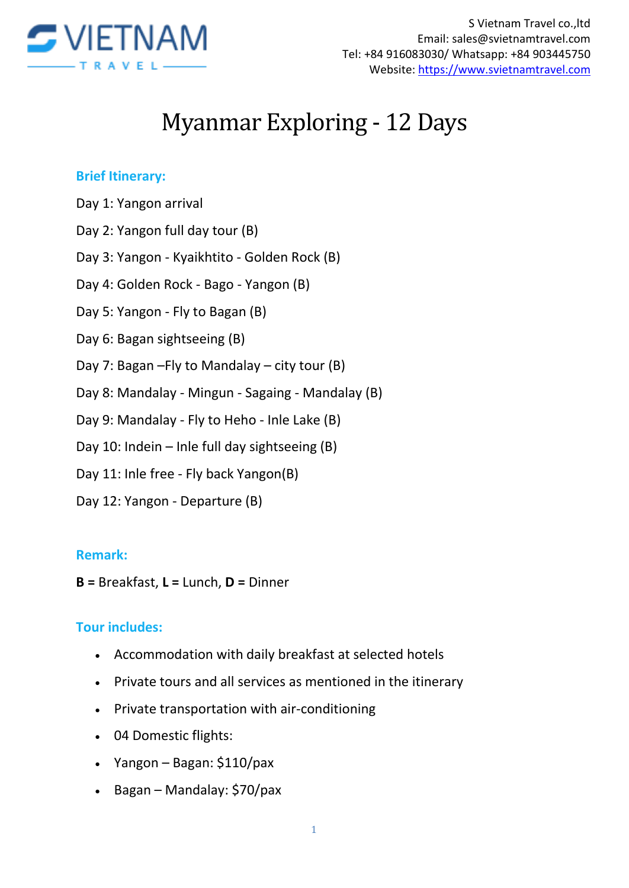S Vietnam Travel co.,ltd
Email: sales@svietnamtravel.com
Tel: +84 916083030/ Whatsapp: +84 903445750
Website: https://www.svietnamtravel.com

# Myanmar Exploring - 12 Days

## Brief Itinerary:

Day 1: Yangon arrival

Day 2: Yangon full day tour (B)

Day 3: Yangon - Kyaikhtito - Golden Rock (B)

Day 4: Golden Rock - Bago - Yangon (B)

Day 5: Yangon - Fly to Bagan (B)

Day 6: Bagan sightseeing (B)

Day 7: Bagan –Fly to Mandalay – city tour (B)

Day 8: Mandalay - Mingun - Sagaing - Mandalay (B)

Day 9: Mandalay - Fly to Heho - Inle Lake (B)

Day 10: Indein – Inle full day sightseeing (B)

Day 11: Inle free - Fly back Yangon(B)

Day 12: Yangon - Departure (B)

## Remark:

**B =** Breakfast, **L =** Lunch, **D =** Dinner

## Tour includes:

- Accommodation with daily breakfast at selected hotels
- Private tours and all services as mentioned in the itinerary
- Private transportation with air-conditioning
- 04 Domestic flights:
- Yangon – Bagan: $110/pax
- Bagan – Mandalay: $70/pax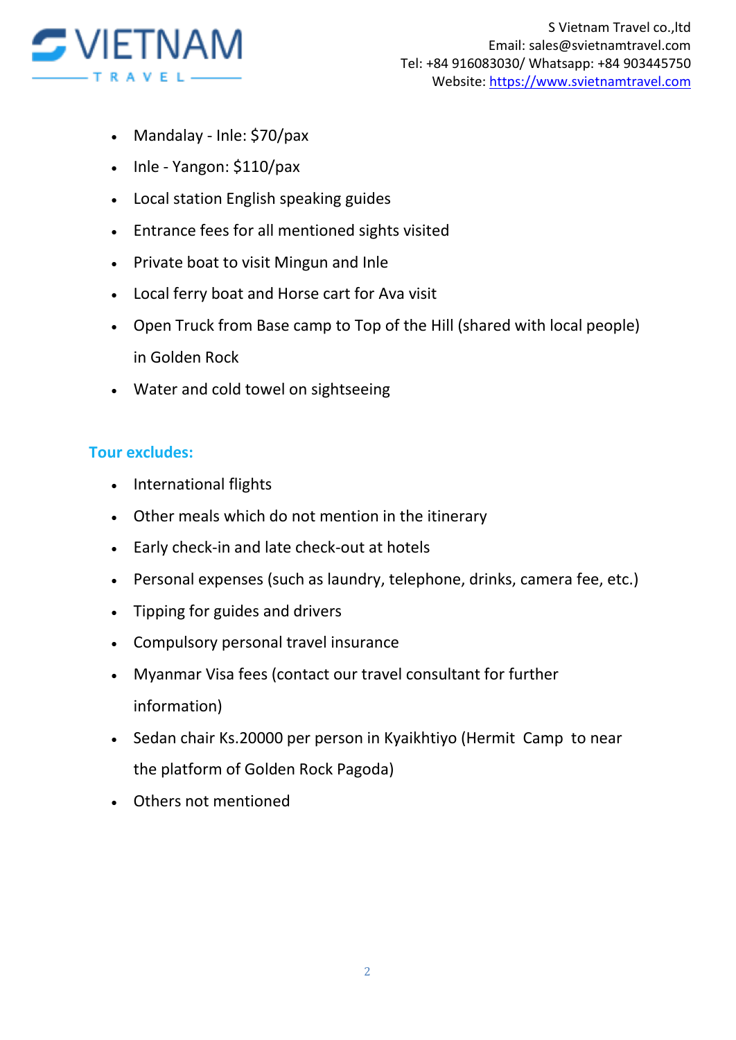- Mandalay - Inle: $70/pax
- Inle - Yangon: $110/pax
- Local station English speaking guides
- Entrance fees for all mentioned sights visited
- Private boat to visit Mingun and Inle
- Local ferry boat and Horse cart for Ava visit
- Open Truck from Base camp to Top of the Hill (shared with local people) in Golden Rock
- Water and cold towel on sightseeing

### Tour excludes:

- International flights
- Other meals which do not mention in the itinerary
- Early check-in and late check-out at hotels
- Personal expenses (such as laundry, telephone, drinks, camera fee, etc.)
- Tipping for guides and drivers
- Compulsory personal travel insurance
- Myanmar Visa fees (contact our travel consultant for further information)
- Sedan chair Ks.20000 per person in Kyaikhtiyo (Hermit Camp to near the platform of Golden Rock Pagoda)
- Others not mentioned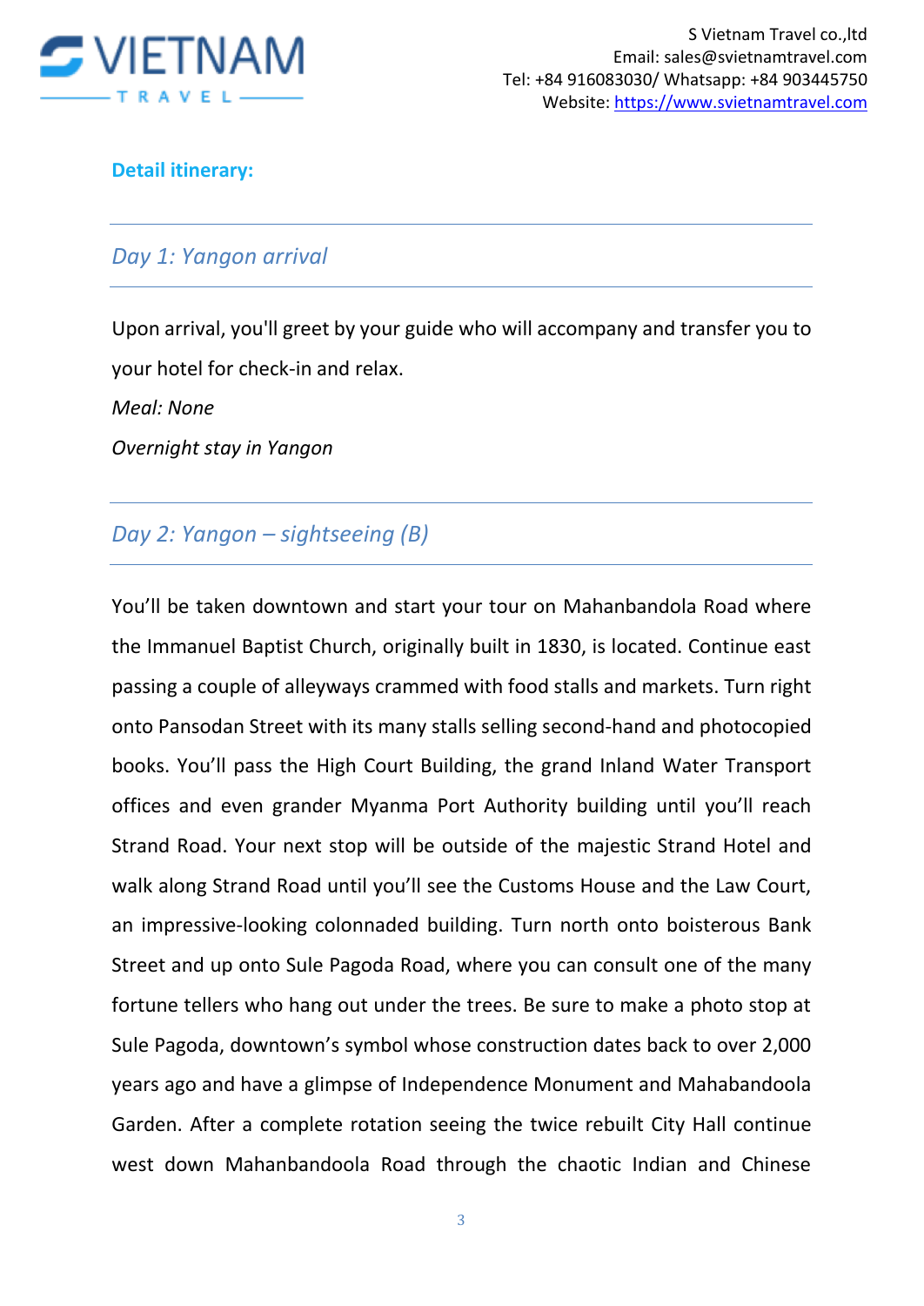**Detail itinerary:**

## *Day 1: Yangon arrival*

Upon arrival, you'll greet by your guide who will accompany and transfer you to your hotel for check-in and relax.

*Meal: None*

*Overnight stay in Yangon*

## *Day 2: Yangon – sightseeing (B)*

You'll be taken downtown and start your tour on Mahanbandola Road where the Immanuel Baptist Church, originally built in 1830, is located. Continue east passing a couple of alleyways crammed with food stalls and markets. Turn right onto Pansodan Street with its many stalls selling second-hand and photocopied books. You'll pass the High Court Building, the grand Inland Water Transport offices and even grander Myanma Port Authority building until you'll reach Strand Road. Your next stop will be outside of the majestic Strand Hotel and walk along Strand Road until you'll see the Customs House and the Law Court, an impressive-looking colonnaded building. Turn north onto boisterous Bank Street and up onto Sule Pagoda Road, where you can consult one of the many fortune tellers who hang out under the trees. Be sure to make a photo stop at Sule Pagoda, downtown's symbol whose construction dates back to over 2,000 years ago and have a glimpse of Independence Monument and Mahabandoola Garden. After a complete rotation seeing the twice rebuilt City Hall continue west down Mahanbandoola Road through the chaotic Indian and Chinese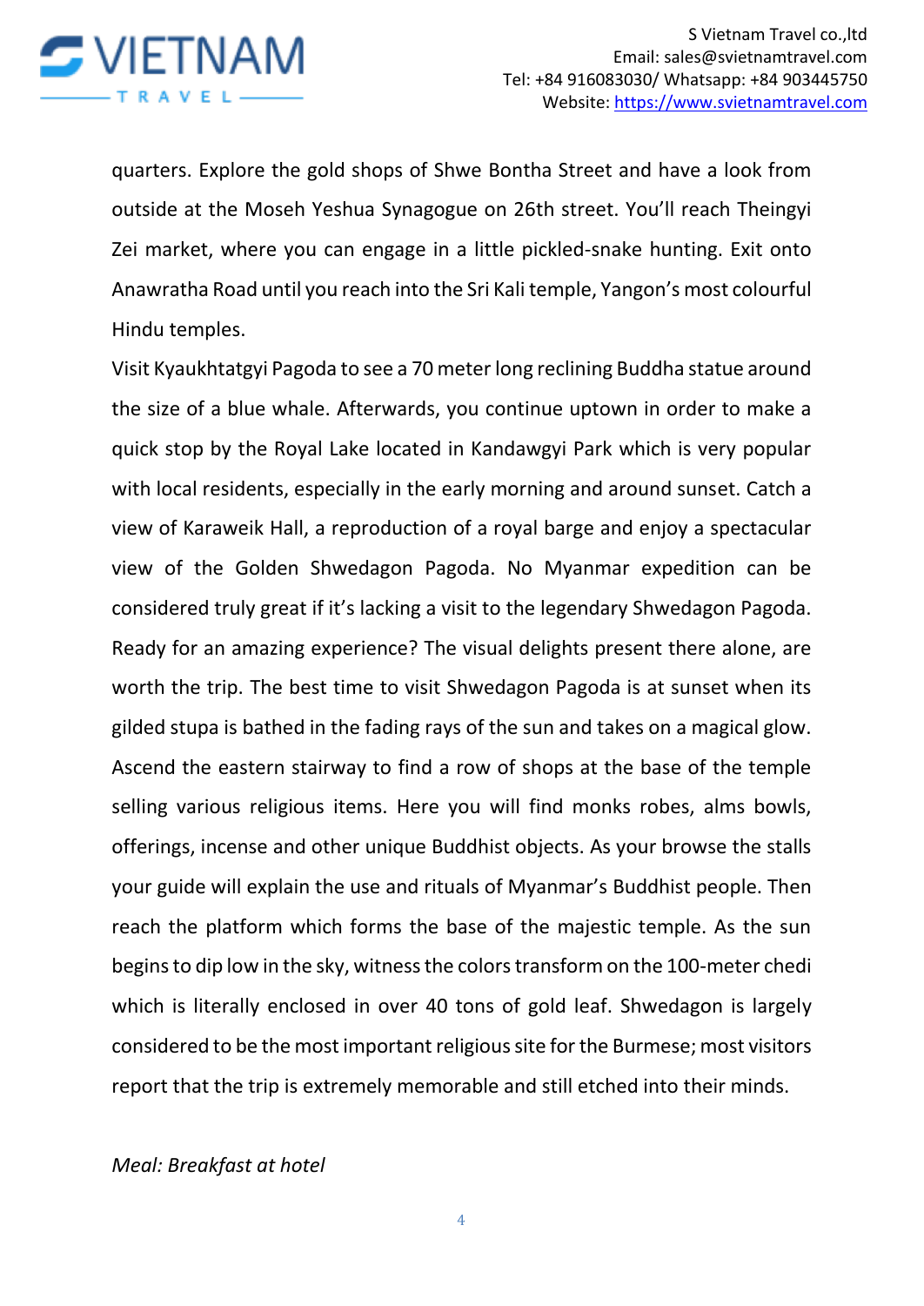quarters. Explore the gold shops of Shwe Bontha Street and have a look from outside at the Moseh Yeshua Synagogue on 26th street. You'll reach Theingyi Zei market, where you can engage in a little pickled-snake hunting. Exit onto Anawratha Road until you reach into the Sri Kali temple, Yangon's most colourful Hindu temples.

Visit Kyaukhtatgyi Pagoda to see a 70 meter long reclining Buddha statue around the size of a blue whale. Afterwards, you continue uptown in order to make a quick stop by the Royal Lake located in Kandawgyi Park which is very popular with local residents, especially in the early morning and around sunset. Catch a view of Karaweik Hall, a reproduction of a royal barge and enjoy a spectacular view of the Golden Shwedagon Pagoda. No Myanmar expedition can be considered truly great if it's lacking a visit to the legendary Shwedagon Pagoda. Ready for an amazing experience? The visual delights present there alone, are worth the trip. The best time to visit Shwedagon Pagoda is at sunset when its gilded stupa is bathed in the fading rays of the sun and takes on a magical glow. Ascend the eastern stairway to find a row of shops at the base of the temple selling various religious items. Here you will find monks robes, alms bowls, offerings, incense and other unique Buddhist objects. As your browse the stalls your guide will explain the use and rituals of Myanmar's Buddhist people. Then reach the platform which forms the base of the majestic temple. As the sun begins to dip low in the sky, witness the colors transform on the 100-meter chedi which is literally enclosed in over 40 tons of gold leaf. Shwedagon is largely considered to be the most important religious site for the Burmese; most visitors report that the trip is extremely memorable and still etched into their minds.

*Meal: Breakfast at hotel*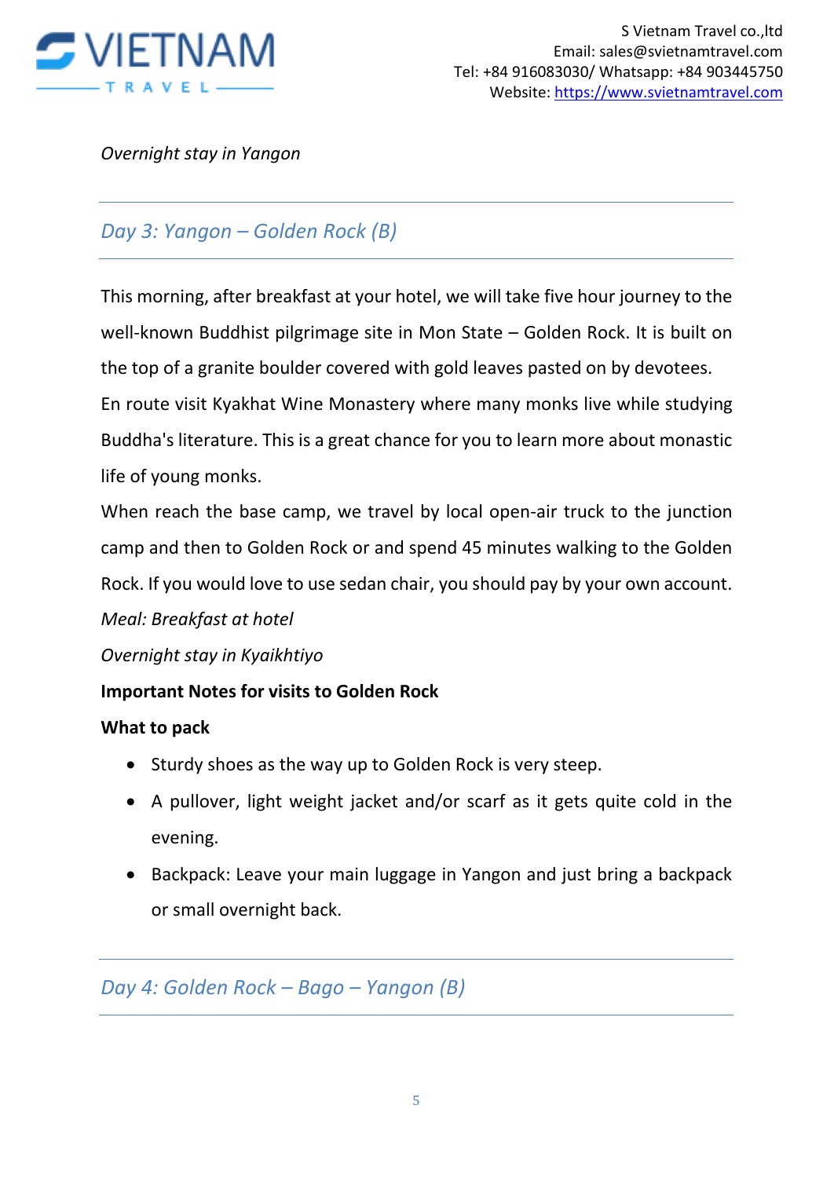*Overnight stay in Yangon*

## *Day 3: Yangon – Golden Rock (B)*

This morning, after breakfast at your hotel, we will take five hour journey to the well-known Buddhist pilgrimage site in Mon State – Golden Rock. It is built on the top of a granite boulder covered with gold leaves pasted on by devotees.

En route visit Kyakhat Wine Monastery where many monks live while studying Buddha's literature. This is a great chance for you to learn more about monastic life of young monks.

When reach the base camp, we travel by local open-air truck to the junction camp and then to Golden Rock or and spend 45 minutes walking to the Golden Rock. If you would love to use sedan chair, you should pay by your own account.

*Meal: Breakfast at hotel*

*Overnight stay in Kyaikhtiyo*

**Important Notes for visits to Golden Rock**

**What to pack**

- Sturdy shoes as the way up to Golden Rock is very steep.
- A pullover, light weight jacket and/or scarf as it gets quite cold in the evening.
- Backpack: Leave your main luggage in Yangon and just bring a backpack or small overnight back.

## *Day 4: Golden Rock – Bago – Yangon (B)*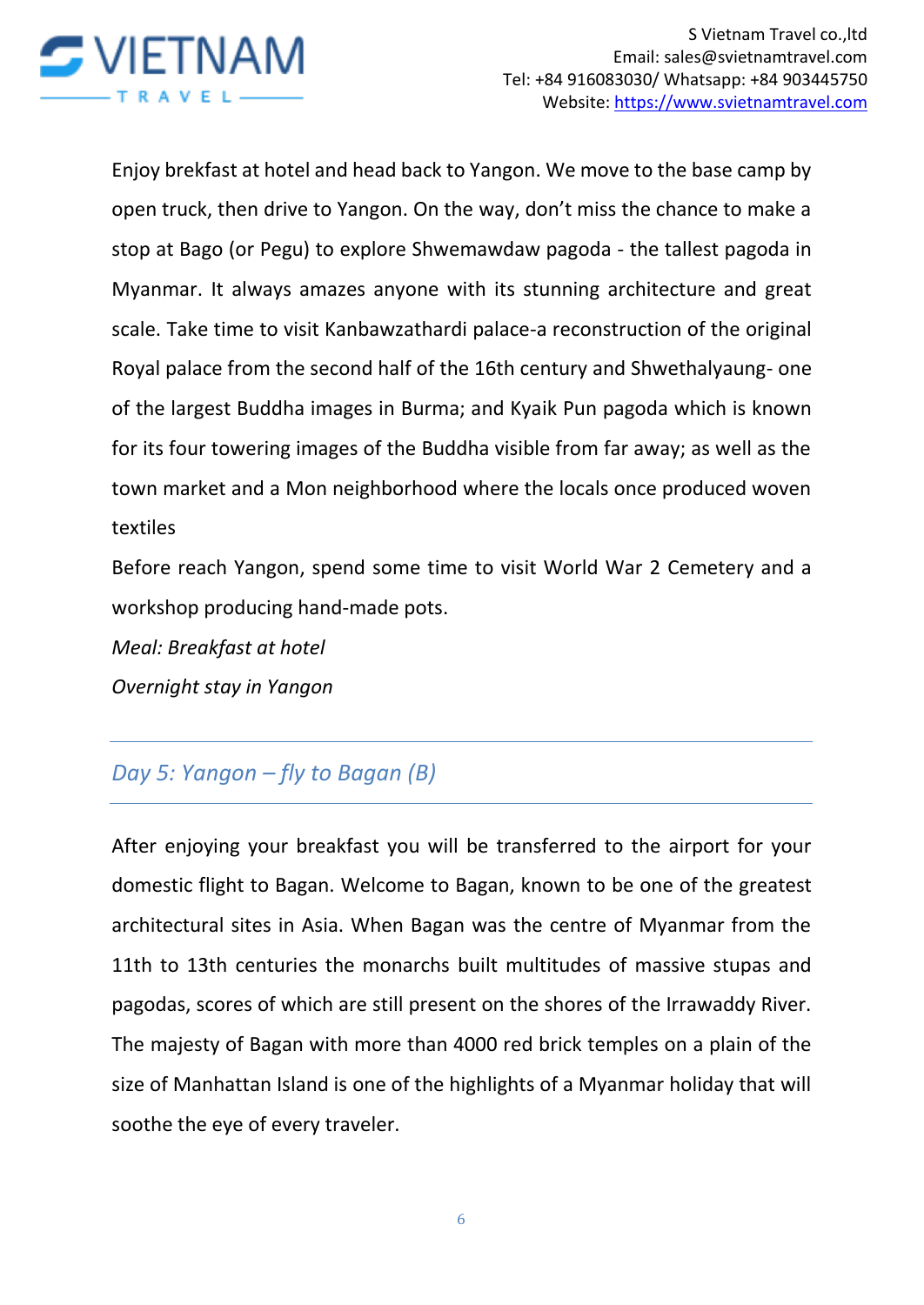Enjoy brekfast at hotel and head back to Yangon. We move to the base camp by open truck, then drive to Yangon. On the way, don't miss the chance to make a stop at Bago (or Pegu) to explore Shwemawdaw pagoda - the tallest pagoda in Myanmar. It always amazes anyone with its stunning architecture and great scale. Take time to visit Kanbawzathardi palace-a reconstruction of the original Royal palace from the second half of the 16th century and Shwethalyaung- one of the largest Buddha images in Burma; and Kyaik Pun pagoda which is known for its four towering images of the Buddha visible from far away; as well as the town market and a Mon neighborhood where the locals once produced woven textiles

Before reach Yangon, spend some time to visit World War 2 Cemetery and a workshop producing hand-made pots.

*Meal: Breakfast at hotel*

*Overnight stay in Yangon*

## *Day 5: Yangon – fly to Bagan (B)*

After enjoying your breakfast you will be transferred to the airport for your domestic flight to Bagan. Welcome to Bagan, known to be one of the greatest architectural sites in Asia. When Bagan was the centre of Myanmar from the 11th to 13th centuries the monarchs built multitudes of massive stupas and pagodas, scores of which are still present on the shores of the Irrawaddy River. The majesty of Bagan with more than 4000 red brick temples on a plain of the size of Manhattan Island is one of the highlights of a Myanmar holiday that will soothe the eye of every traveler.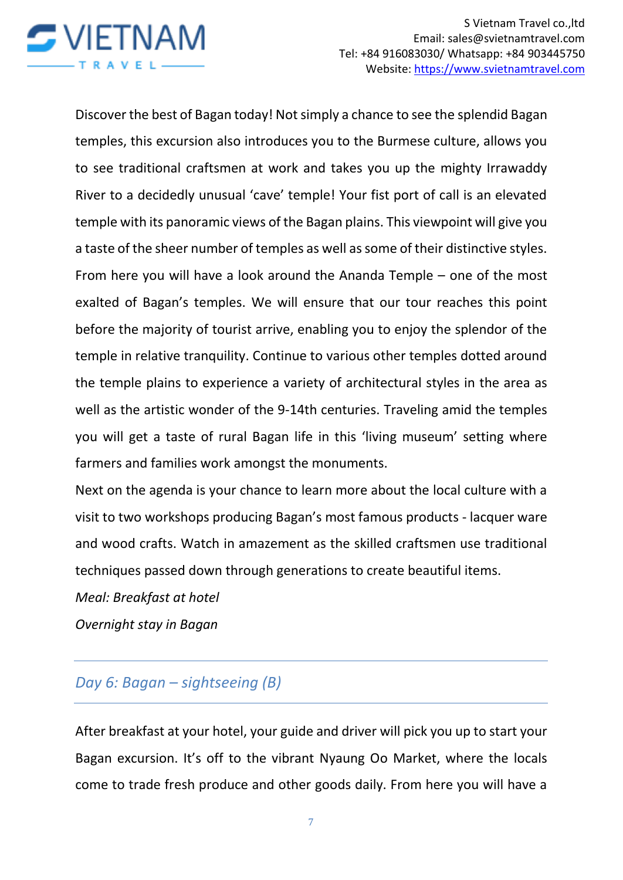Discover the best of Bagan today! Not simply a chance to see the splendid Bagan temples, this excursion also introduces you to the Burmese culture, allows you to see traditional craftsmen at work and takes you up the mighty Irrawaddy River to a decidedly unusual 'cave' temple! Your fist port of call is an elevated temple with its panoramic views of the Bagan plains. This viewpoint will give you a taste of the sheer number of temples as well as some of their distinctive styles. From here you will have a look around the Ananda Temple – one of the most exalted of Bagan's temples. We will ensure that our tour reaches this point before the majority of tourist arrive, enabling you to enjoy the splendor of the temple in relative tranquility. Continue to various other temples dotted around the temple plains to experience a variety of architectural styles in the area as well as the artistic wonder of the 9-14th centuries. Traveling amid the temples you will get a taste of rural Bagan life in this 'living museum' setting where farmers and families work amongst the monuments.

Next on the agenda is your chance to learn more about the local culture with a visit to two workshops producing Bagan's most famous products - lacquer ware and wood crafts. Watch in amazement as the skilled craftsmen use traditional techniques passed down through generations to create beautiful items.

*Meal: Breakfast at hotel*

*Overnight stay in Bagan*

## *Day 6: Bagan – sightseeing (B)*

After breakfast at your hotel, your guide and driver will pick you up to start your Bagan excursion. It's off to the vibrant Nyaung Oo Market, where the locals come to trade fresh produce and other goods daily. From here you will have a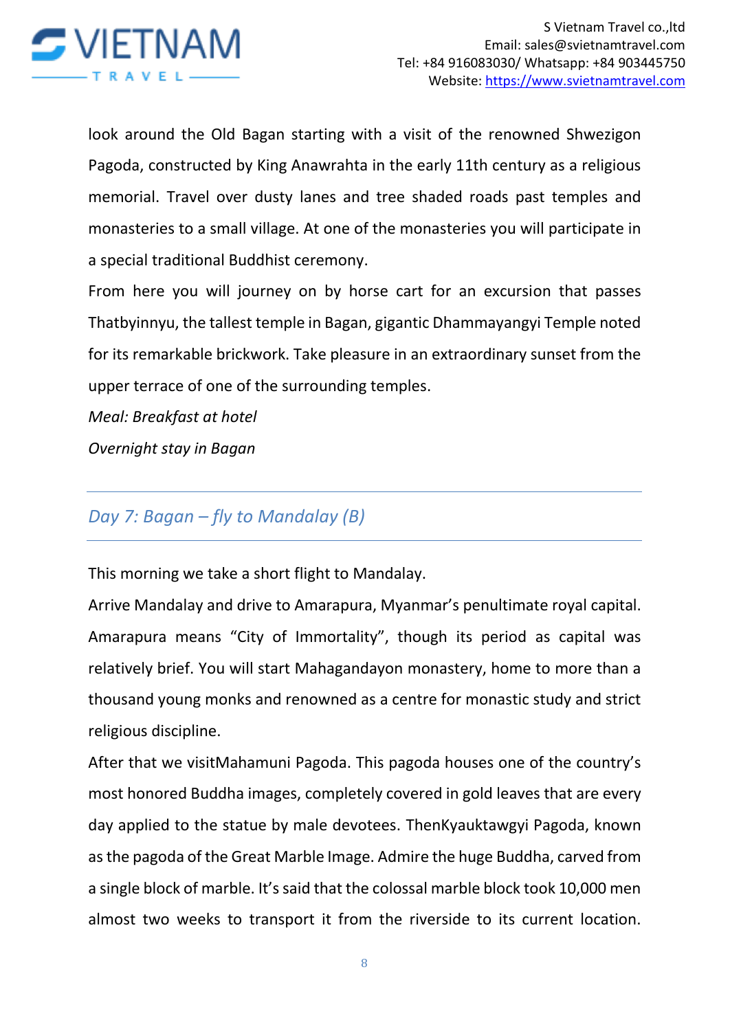look around the Old Bagan starting with a visit of the renowned Shwezigon Pagoda, constructed by King Anawrahta in the early 11th century as a religious memorial. Travel over dusty lanes and tree shaded roads past temples and monasteries to a small village. At one of the monasteries you will participate in a special traditional Buddhist ceremony.

From here you will journey on by horse cart for an excursion that passes Thatbyinnyu, the tallest temple in Bagan, gigantic Dhammayangyi Temple noted for its remarkable brickwork. Take pleasure in an extraordinary sunset from the upper terrace of one of the surrounding temples.

*Meal: Breakfast at hotel*

*Overnight stay in Bagan*

## *Day 7: Bagan – fly to Mandalay (B)*

This morning we take a short flight to Mandalay.

Arrive Mandalay and drive to Amarapura, Myanmar's penultimate royal capital. Amarapura means "City of Immortality", though its period as capital was relatively brief. You will start Mahagandayon monastery, home to more than a thousand young monks and renowned as a centre for monastic study and strict religious discipline.

After that we visitMahamuni Pagoda. This pagoda houses one of the country's most honored Buddha images, completely covered in gold leaves that are every day applied to the statue by male devotees. ThenKyauktawgyi Pagoda, known as the pagoda of the Great Marble Image. Admire the huge Buddha, carved from a single block of marble. It's said that the colossal marble block took 10,000 men almost two weeks to transport it from the riverside to its current location.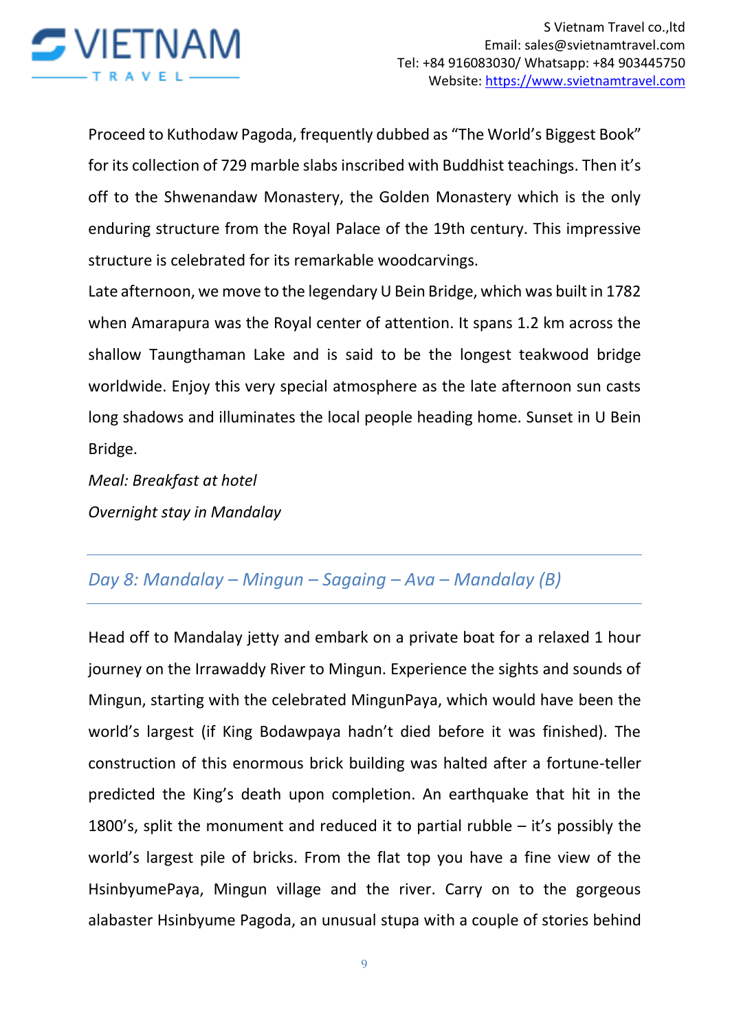Proceed to Kuthodaw Pagoda, frequently dubbed as “The World’s Biggest Book” for its collection of 729 marble slabs inscribed with Buddhist teachings. Then it’s off to the Shwenandaw Monastery, the Golden Monastery which is the only enduring structure from the Royal Palace of the 19th century. This impressive structure is celebrated for its remarkable woodcarvings.

Late afternoon, we move to the legendary U Bein Bridge, which was built in 1782 when Amarapura was the Royal center of attention. It spans 1.2 km across the shallow Taungthaman Lake and is said to be the longest teakwood bridge worldwide. Enjoy this very special atmosphere as the late afternoon sun casts long shadows and illuminates the local people heading home. Sunset in U Bein Bridge.

*Meal: Breakfast at hotel*

*Overnight stay in Mandalay*

## *Day 8: Mandalay – Mingun – Sagaing – Ava – Mandalay (B)*

Head off to Mandalay jetty and embark on a private boat for a relaxed 1 hour journey on the Irrawaddy River to Mingun. Experience the sights and sounds of Mingun, starting with the celebrated MingunPaya, which would have been the world’s largest (if King Bodawpaya hadn’t died before it was finished). The construction of this enormous brick building was halted after a fortune-teller predicted the King’s death upon completion. An earthquake that hit in the 1800’s, split the monument and reduced it to partial rubble – it’s possibly the world’s largest pile of bricks. From the flat top you have a fine view of the HsinbyumePaya, Mingun village and the river. Carry on to the gorgeous alabaster Hsinbyume Pagoda, an unusual stupa with a couple of stories behind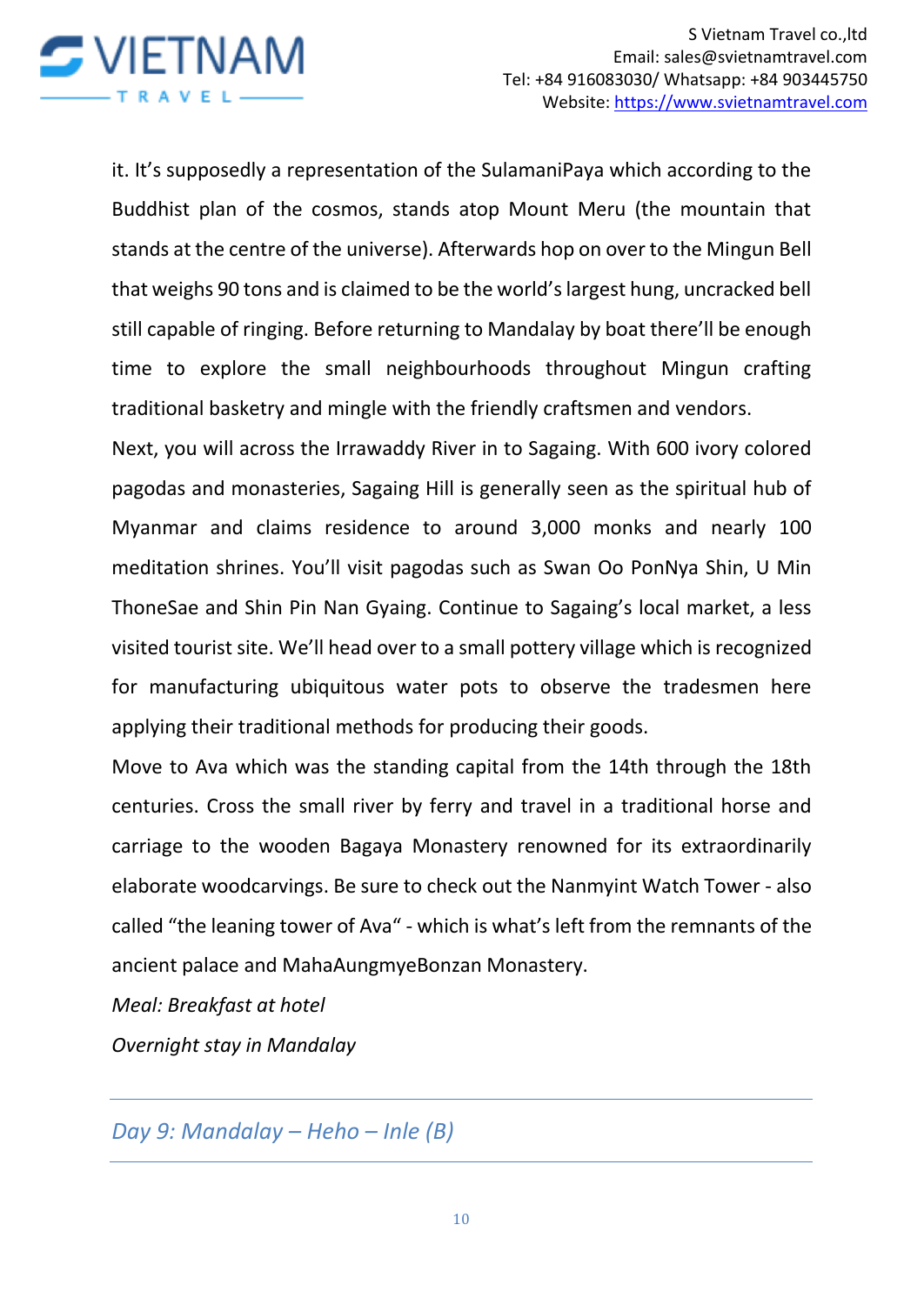it. It's supposedly a representation of the SulamaniPaya which according to the Buddhist plan of the cosmos, stands atop Mount Meru (the mountain that stands at the centre of the universe). Afterwards hop on over to the Mingun Bell that weighs 90 tons and is claimed to be the world's largest hung, uncracked bell still capable of ringing. Before returning to Mandalay by boat there'll be enough time to explore the small neighbourhoods throughout Mingun crafting traditional basketry and mingle with the friendly craftsmen and vendors.

Next, you will across the Irrawaddy River in to Sagaing. With 600 ivory colored pagodas and monasteries, Sagaing Hill is generally seen as the spiritual hub of Myanmar and claims residence to around 3,000 monks and nearly 100 meditation shrines. You'll visit pagodas such as Swan Oo PonNya Shin, U Min ThoneSae and Shin Pin Nan Gyaing. Continue to Sagaing's local market, a less visited tourist site. We'll head over to a small pottery village which is recognized for manufacturing ubiquitous water pots to observe the tradesmen here applying their traditional methods for producing their goods.

Move to Ava which was the standing capital from the 14th through the 18th centuries. Cross the small river by ferry and travel in a traditional horse and carriage to the wooden Bagaya Monastery renowned for its extraordinarily elaborate woodcarvings. Be sure to check out the Nanmyint Watch Tower - also called "the leaning tower of Ava" - which is what's left from the remnants of the ancient palace and MahaAungmyeBonzan Monastery.

*Meal: Breakfast at hotel*

*Overnight stay in Mandalay*

---

## *Day 9: Mandalay – Heho – Inle (B)*

---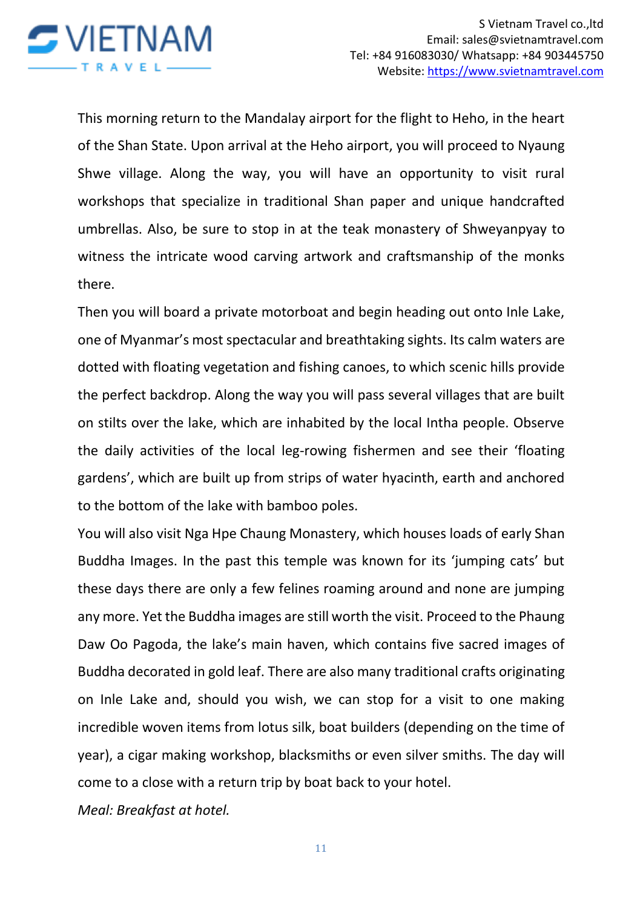This morning return to the Mandalay airport for the flight to Heho, in the heart of the Shan State. Upon arrival at the Heho airport, you will proceed to Nyaung Shwe village. Along the way, you will have an opportunity to visit rural workshops that specialize in traditional Shan paper and unique handcrafted umbrellas. Also, be sure to stop in at the teak monastery of Shweyanpyay to witness the intricate wood carving artwork and craftsmanship of the monks there.

Then you will board a private motorboat and begin heading out onto Inle Lake, one of Myanmar's most spectacular and breathtaking sights. Its calm waters are dotted with floating vegetation and fishing canoes, to which scenic hills provide the perfect backdrop. Along the way you will pass several villages that are built on stilts over the lake, which are inhabited by the local Intha people. Observe the daily activities of the local leg-rowing fishermen and see their 'floating gardens', which are built up from strips of water hyacinth, earth and anchored to the bottom of the lake with bamboo poles.

You will also visit Nga Hpe Chaung Monastery, which houses loads of early Shan Buddha Images. In the past this temple was known for its 'jumping cats' but these days there are only a few felines roaming around and none are jumping any more. Yet the Buddha images are still worth the visit. Proceed to the Phaung Daw Oo Pagoda, the lake's main haven, which contains five sacred images of Buddha decorated in gold leaf. There are also many traditional crafts originating on Inle Lake and, should you wish, we can stop for a visit to one making incredible woven items from lotus silk, boat builders (depending on the time of year), a cigar making workshop, blacksmiths or even silver smiths. The day will come to a close with a return trip by boat back to your hotel.

*Meal: Breakfast at hotel.*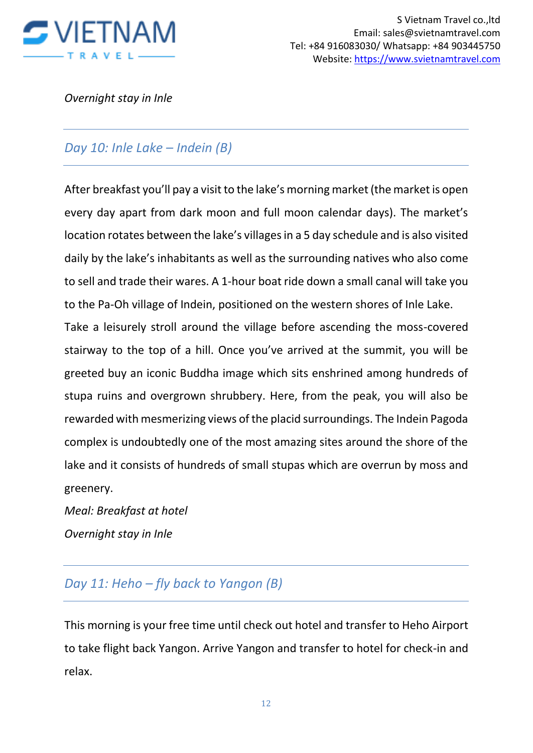*Overnight stay in Inle*

## *Day 10: Inle Lake – Indein (B)*

After breakfast you'll pay a visit to the lake's morning market (the market is open every day apart from dark moon and full moon calendar days). The market's location rotates between the lake's villages in a 5 day schedule and is also visited daily by the lake's inhabitants as well as the surrounding natives who also come to sell and trade their wares. A 1-hour boat ride down a small canal will take you to the Pa-Oh village of Indein, positioned on the western shores of Inle Lake. Take a leisurely stroll around the village before ascending the moss-covered stairway to the top of a hill. Once you've arrived at the summit, you will be greeted buy an iconic Buddha image which sits enshrined among hundreds of stupa ruins and overgrown shrubbery. Here, from the peak, you will also be rewarded with mesmerizing views of the placid surroundings. The Indein Pagoda complex is undoubtedly one of the most amazing sites around the shore of the lake and it consists of hundreds of small stupas which are overrun by moss and greenery.

*Meal: Breakfast at hotel*

*Overnight stay in Inle*

## *Day 11: Heho – fly back to Yangon (B)*

This morning is your free time until check out hotel and transfer to Heho Airport to take flight back Yangon. Arrive Yangon and transfer to hotel for check-in and relax.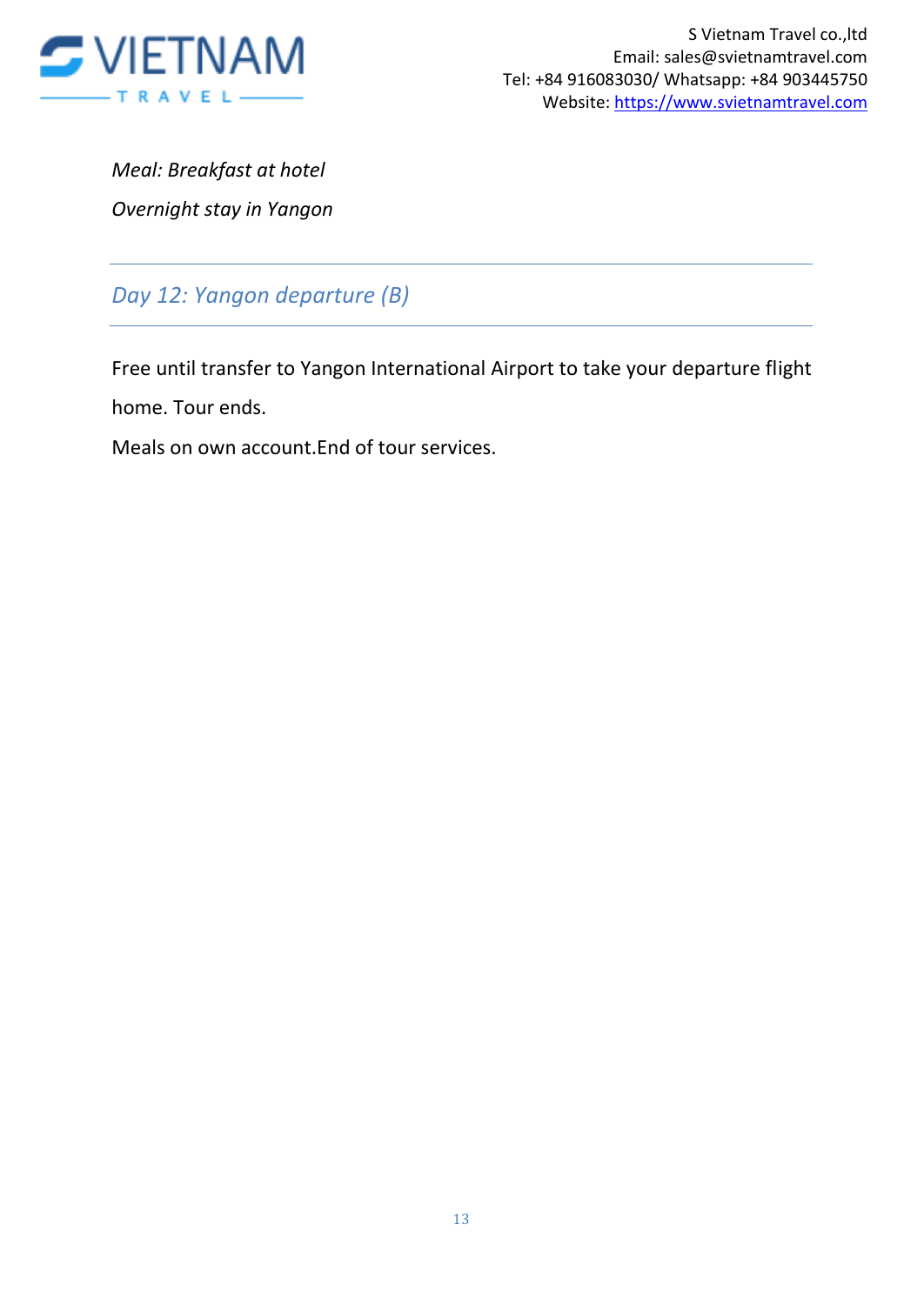*Meal: Breakfast at hotel*

*Overnight stay in Yangon*

---

## *Day 12: Yangon departure (B)*

---

Free until transfer to Yangon International Airport to take your departure flight home. Tour ends.

Meals on own account.End of tour services.